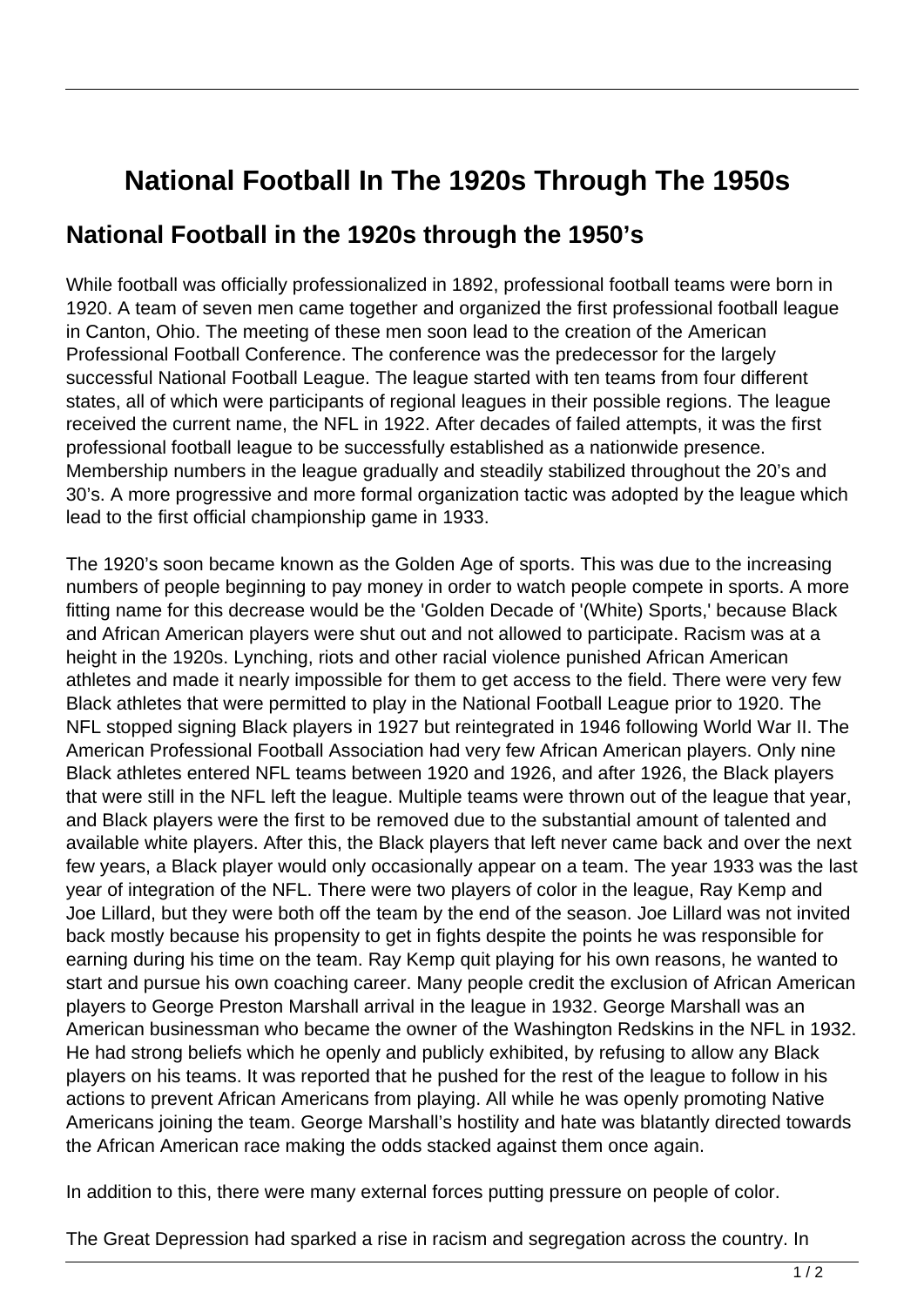# National Football In The 1920s Through The 1950s

## National Football in the 1920s through the 1950's

While football was officially professionalized in 1892, professional football teams were born in 1920. A team of seven men came together and organized the first professional football league in Canton, Ohio. The meeting of these men soon lead to the creation of the American Professional Football Conference. The conference was the predecessor for the largely successful National Football League. The league started with ten teams from four different states, all of which were participants of regional leagues in their possible regions. The league received the current name, the NFL in 1922. After decades of failed attempts, it was the first professional football league to be successfully established as a nationwide presence. Membership numbers in the league gradually and steadily stabilized throughout the 20's and 30's. A more progressive and more formal organization tactic was adopted by the league which lead to the first official championship game in 1933.

The 1920's soon became known as the Golden Age of sports. This was due to the increasing numbers of people beginning to pay money in order to watch people compete in sports. A more fitting name for this decrease would be the 'Golden Decade of '(White) Sports,' because Black and African American players were shut out and not allowed to participate. Racism was at a height in the 1920s. Lynching, riots and other racial violence punished African American athletes and made it nearly impossible for them to get access to the field. There were very few Black athletes that were permitted to play in the National Football League prior to 1920. The NFL stopped signing Black players in 1927 but reintegrated in 1946 following World War II. The American Professional Football Association had very few African American players. Only nine Black athletes entered NFL teams between 1920 and 1926, and after 1926, the Black players that were still in the NFL left the league. Multiple teams were thrown out of the league that year, and Black players were the first to be removed due to the substantial amount of talented and available white players. After this, the Black players that left never came back and over the next few years, a Black player would only occasionally appear on a team. The year 1933 was the last year of integration of the NFL. There were two players of color in the league, Ray Kemp and Joe Lillard, but they were both off the team by the end of the season. Joe Lillard was not invited back mostly because his propensity to get in fights despite the points he was responsible for earning during his time on the team. Ray Kemp quit playing for his own reasons, he wanted to start and pursue his own coaching career. Many people credit the exclusion of African American players to George Preston Marshall arrival in the league in 1932. George Marshall was an American businessman who became the owner of the Washington Redskins in the NFL in 1932. He had strong beliefs which he openly and publicly exhibited, by refusing to allow any Black players on his teams. It was reported that he pushed for the rest of the league to follow in his actions to prevent African Americans from playing. All while he was openly promoting Native Americans joining the team. George Marshall's hostility and hate was blatantly directed towards the African American race making the odds stacked against them once again.

In addition to this, there were many external forces putting pressure on people of color.

The Great Depression had sparked a rise in racism and segregation across the country. In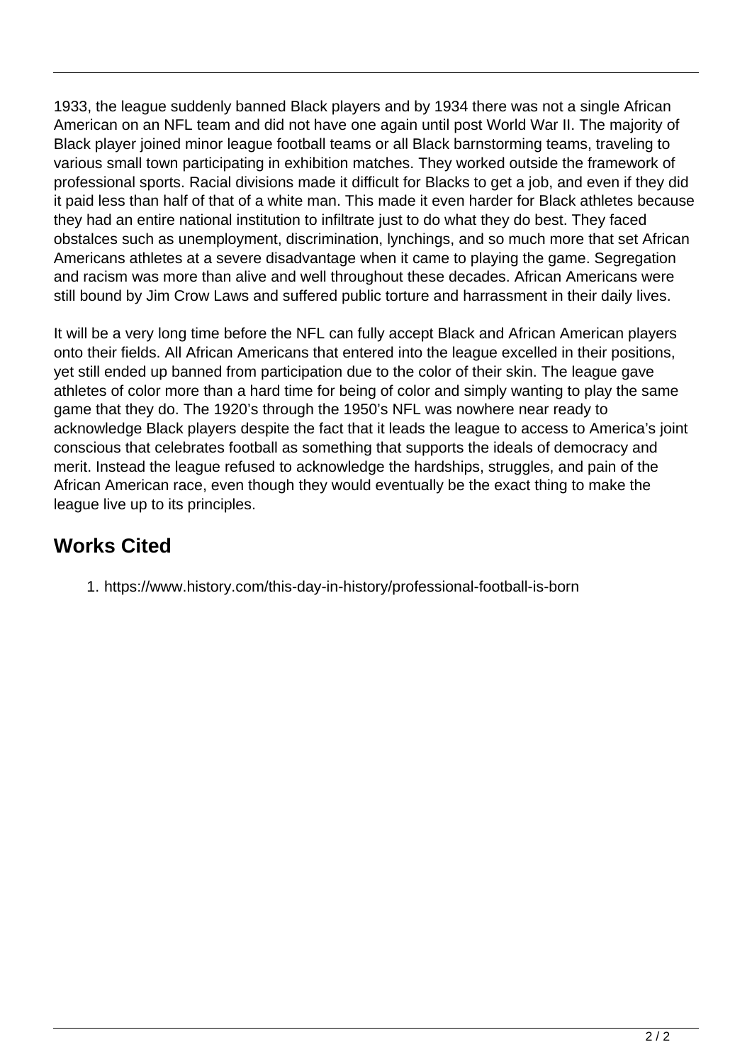1933, the league suddenly banned Black players and by 1934 there was not a single African American on an NFL team and did not have one again until post World War II. The majority of Black player joined minor league football teams or all Black barnstorming teams, traveling to various small town participating in exhibition matches. They worked outside the framework of professional sports. Racial divisions made it difficult for Blacks to get a job, and even if they did it paid less than half of that of a white man. This made it even harder for Black athletes because they had an entire national institution to infiltrate just to do what they do best. They faced obstalces such as unemployment, discrimination, lynchings, and so much more that set African Americans athletes at a severe disadvantage when it came to playing the game. Segregation and racism was more than alive and well throughout these decades. African Americans were still bound by Jim Crow Laws and suffered public torture and harrassment in their daily lives.

It will be a very long time before the NFL can fully accept Black and African American players onto their fields. All African Americans that entered into the league excelled in their positions, yet still ended up banned from participation due to the color of their skin. The league gave athletes of color more than a hard time for being of color and simply wanting to play the same game that they do. The 1920's through the 1950's NFL was nowhere near ready to acknowledge Black players despite the fact that it leads the league to access to America's joint conscious that celebrates football as something that supports the ideals of democracy and merit. Instead the league refused to acknowledge the hardships, struggles, and pain of the African American race, even though they would eventually be the exact thing to make the league live up to its principles.

## Works Cited

1. https://www.history.com/this-day-in-history/professional-football-is-born